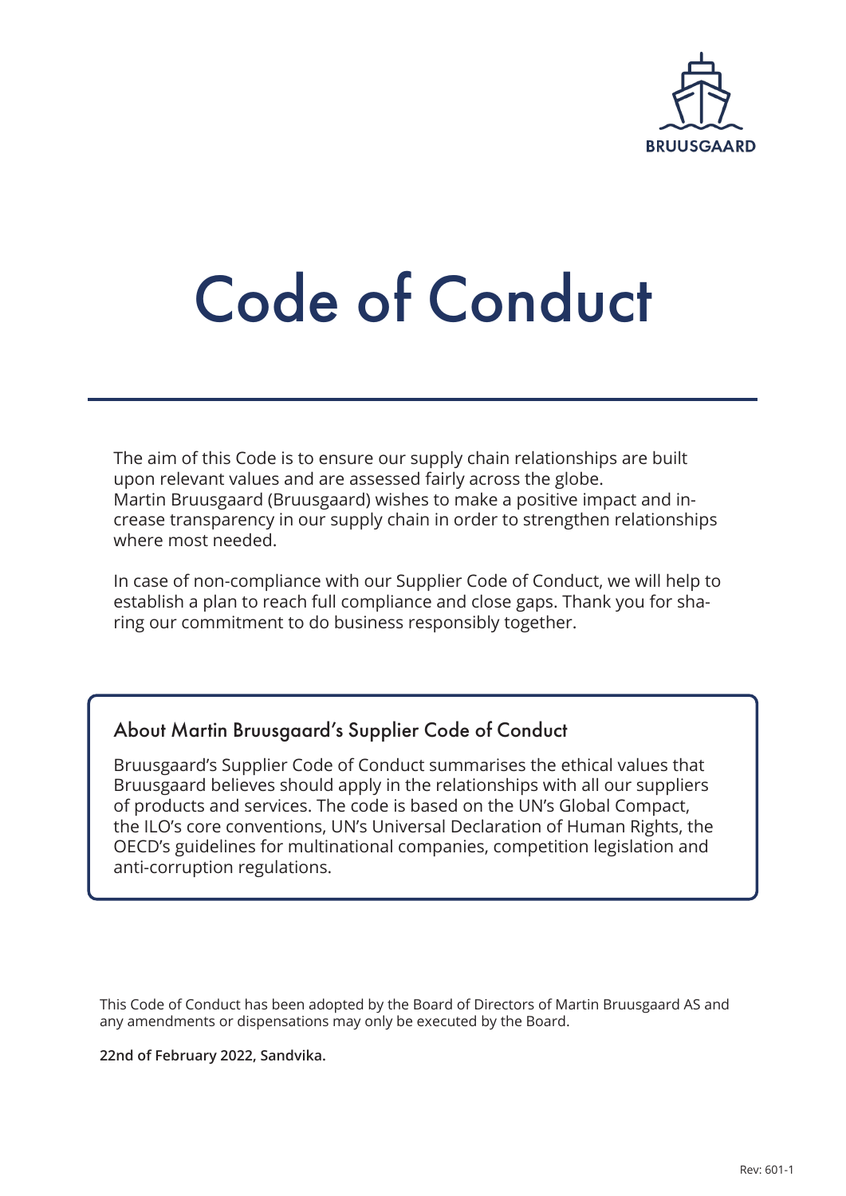BRUUSGAARD

# Code of Conduct

The aim of this Code is to ensure our supply chain relationships are built upon relevant values and are assessed fairly across the globe. Martin Bruusgaard (Bruusgaard) wishes to make a positive impact and increase transparency in our supply chain in order to strengthen relationships where most needed.

In case of non-compliance with our Supplier Code of Conduct, we will help to establish a plan to reach full compliance and close gaps. Thank you for sharing our commitment to do business responsibly together.

## About Martin Bruusgaard's Supplier Code of Conduct

Bruusgaard's Supplier Code of Conduct summarises the ethical values that Bruusgaard believes should apply in the relationships with all our suppliers of products and services. The code is based on the UN's Global Compact, the ILO's core conventions, UN's Universal Declaration of Human Rights, the OECD's guidelines for multinational companies, competition legislation and anti-corruption regulations.

This Code of Conduct has been adopted by the Board of Directors of Martin Bruusgaard AS and any amendments or dispensations may only be executed by the Board.

**22nd of February 2022, Sandvika.**

Rev: 601-1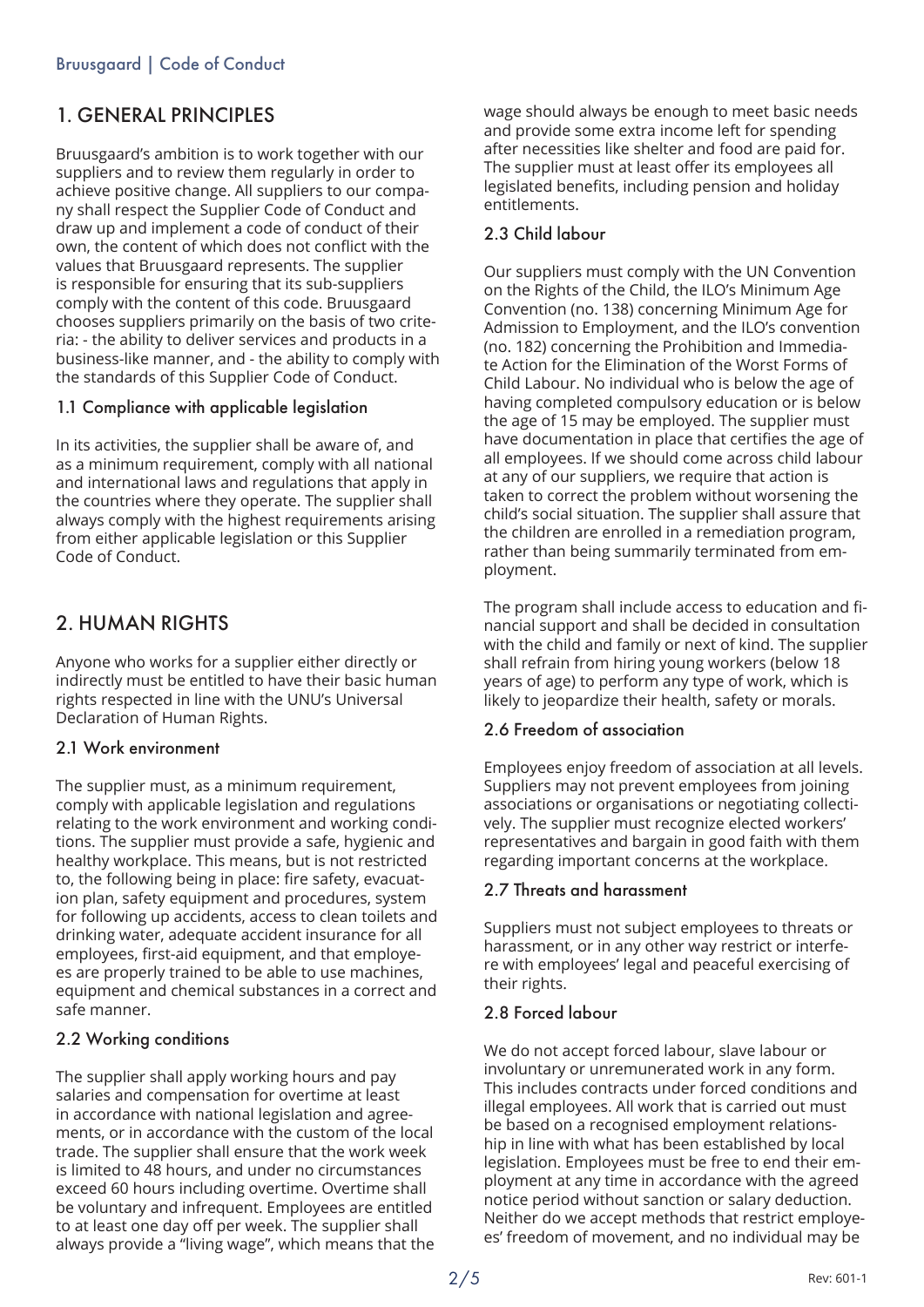## 1. GENERAL PRINCIPLES

Bruusgaard's ambition is to work together with our suppliers and to review them regularly in order to achieve positive change. All suppliers to our company shall respect the Supplier Code of Conduct and draw up and implement a code of conduct of their own, the content of which does not conflict with the values that Bruusgaard represents. The supplier is responsible for ensuring that its sub-suppliers comply with the content of this code. Bruusgaard chooses suppliers primarily on the basis of two criteria: - the ability to deliver services and products in a business-like manner, and - the ability to comply with the standards of this Supplier Code of Conduct.

### 1.1 Compliance with applicable legislation

In its activities, the supplier shall be aware of, and as a minimum requirement, comply with all national and international laws and regulations that apply in the countries where they operate. The supplier shall always comply with the highest requirements arising from either applicable legislation or this Supplier Code of Conduct.

## 2. HUMAN RIGHTS

Anyone who works for a supplier either directly or indirectly must be entitled to have their basic human rights respected in line with the UNU's Universal Declaration of Human Rights.

### 2.1 Work environment

The supplier must, as a minimum requirement, comply with applicable legislation and regulations relating to the work environment and working conditions. The supplier must provide a safe, hygienic and healthy workplace. This means, but is not restricted to, the following being in place: fire safety, evacuation plan, safety equipment and procedures, system for following up accidents, access to clean toilets and drinking water, adequate accident insurance for all employees, first-aid equipment, and that employees are properly trained to be able to use machines, equipment and chemical substances in a correct and safe manner.

### 2.2 Working conditions

The supplier shall apply working hours and pay salaries and compensation for overtime at least in accordance with national legislation and agreements, or in accordance with the custom of the local trade. The supplier shall ensure that the work week is limited to 48 hours, and under no circumstances exceed 60 hours including overtime. Overtime shall be voluntary and infrequent. Employees are entitled to at least one day off per week. The supplier shall always provide a "living wage", which means that the wage should always be enough to meet basic needs and provide some extra income left for spending after necessities like shelter and food are paid for. The supplier must at least offer its employees all legislated benefits, including pension and holiday entitlements.

### 2.3 Child labour

Our suppliers must comply with the UN Convention on the Rights of the Child, the ILO's Minimum Age Convention (no. 138) concerning Minimum Age for Admission to Employment, and the ILO's convention (no. 182) concerning the Prohibition and Immediate Action for the Elimination of the Worst Forms of Child Labour. No individual who is below the age of having completed compulsory education or is below the age of 15 may be employed. The supplier must have documentation in place that certifies the age of all employees. If we should come across child labour at any of our suppliers, we require that action is taken to correct the problem without worsening the child's social situation. The supplier shall assure that the children are enrolled in a remediation program, rather than being summarily terminated from employment.

The program shall include access to education and financial support and shall be decided in consultation with the child and family or next of kind. The supplier shall refrain from hiring young workers (below 18 years of age) to perform any type of work, which is likely to jeopardize their health, safety or morals.

### 2.6 Freedom of association

Employees enjoy freedom of association at all levels. Suppliers may not prevent employees from joining associations or organisations or negotiating collectively. The supplier must recognize elected workers' representatives and bargain in good faith with them regarding important concerns at the workplace.

### 2.7 Threats and harassment

Suppliers must not subject employees to threats or harassment, or in any other way restrict or interfere with employees' legal and peaceful exercising of their rights.

### 2.8 Forced labour

We do not accept forced labour, slave labour or involuntary or unremunerated work in any form. This includes contracts under forced conditions and illegal employees. All work that is carried out must be based on a recognised employment relationship in line with what has been established by local legislation. Employees must be free to end their employment at any time in accordance with the agreed notice period without sanction or salary deduction. Neither do we accept methods that restrict employees' freedom of movement, and no individual may be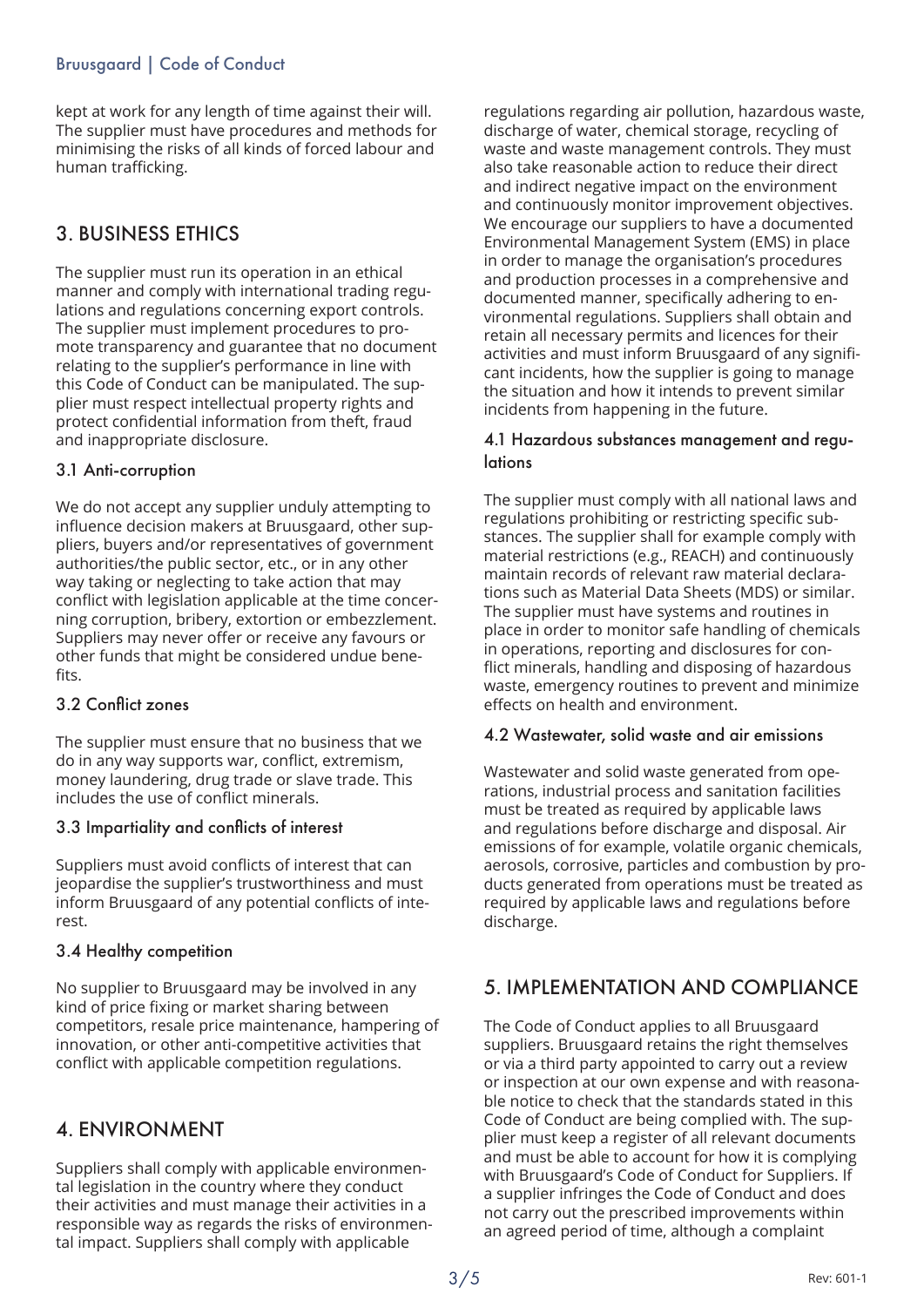kept at work for any length of time against their will. The supplier must have procedures and methods for minimising the risks of all kinds of forced labour and human trafficking.

## 3. BUSINESS ETHICS

The supplier must run its operation in an ethical manner and comply with international trading regulations and regulations concerning export controls. The supplier must implement procedures to promote transparency and guarantee that no document relating to the supplier's performance in line with this Code of Conduct can be manipulated. The supplier must respect intellectual property rights and protect confidential information from theft, fraud and inappropriate disclosure.

### 3.1 Anti-corruption

We do not accept any supplier unduly attempting to influence decision makers at Bruusgaard, other suppliers, buyers and/or representatives of government authorities/the public sector, etc., or in any other way taking or neglecting to take action that may conflict with legislation applicable at the time concerning corruption, bribery, extortion or embezzlement. Suppliers may never offer or receive any favours or other funds that might be considered undue benefits.

### 3.2 Conflict zones

The supplier must ensure that no business that we do in any way supports war, conflict, extremism, money laundering, drug trade or slave trade. This includes the use of conflict minerals.

### 3.3 Impartiality and conflicts of interest

Suppliers must avoid conflicts of interest that can jeopardise the supplier's trustworthiness and must inform Bruusgaard of any potential conflicts of interest.

### 3.4 Healthy competition

No supplier to Bruusgaard may be involved in any kind of price fixing or market sharing between competitors, resale price maintenance, hampering of innovation, or other anti-competitive activities that conflict with applicable competition regulations.

## 4. ENVIRONMENT

Suppliers shall comply with applicable environmental legislation in the country where they conduct their activities and must manage their activities in a responsible way as regards the risks of environmental impact. Suppliers shall comply with applicable regulations regarding air pollution, hazardous waste, discharge of water, chemical storage, recycling of waste and waste management controls. They must also take reasonable action to reduce their direct and indirect negative impact on the environment and continuously monitor improvement objectives. We encourage our suppliers to have a documented Environmental Management System (EMS) in place in order to manage the organisation's procedures and production processes in a comprehensive and documented manner, specifically adhering to environmental regulations. Suppliers shall obtain and retain all necessary permits and licences for their activities and must inform Bruusgaard of any significant incidents, how the supplier is going to manage the situation and how it intends to prevent similar incidents from happening in the future.

### 4.1 Hazardous substances management and regulations

The supplier must comply with all national laws and regulations prohibiting or restricting specific substances. The supplier shall for example comply with material restrictions (e.g., REACH) and continuously maintain records of relevant raw material declarations such as Material Data Sheets (MDS) or similar. The supplier must have systems and routines in place in order to monitor safe handling of chemicals in operations, reporting and disclosures for conflict minerals, handling and disposing of hazardous waste, emergency routines to prevent and minimize effects on health and environment.

### 4.2 Wastewater, solid waste and air emissions

Wastewater and solid waste generated from operations, industrial process and sanitation facilities must be treated as required by applicable laws and regulations before discharge and disposal. Air emissions of for example, volatile organic chemicals, aerosols, corrosive, particles and combustion by products generated from operations must be treated as required by applicable laws and regulations before discharge.

## 5. IMPLEMENTATION AND COMPLIANCE

The Code of Conduct applies to all Bruusgaard suppliers. Bruusgaard retains the right themselves or via a third party appointed to carry out a review or inspection at our own expense and with reasonable notice to check that the standards stated in this Code of Conduct are being complied with. The supplier must keep a register of all relevant documents and must be able to account for how it is complying with Bruusgaard's Code of Conduct for Suppliers. If a supplier infringes the Code of Conduct and does not carry out the prescribed improvements within an agreed period of time, although a complaint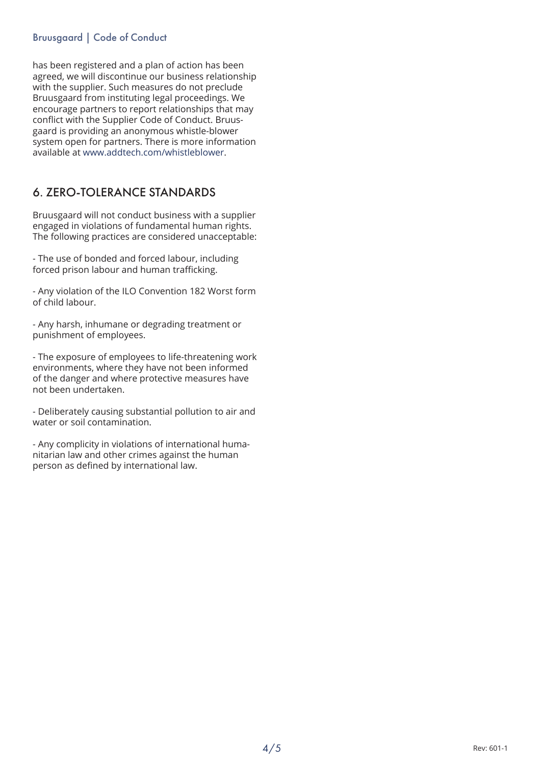has been registered and a plan of action has been agreed, we will discontinue our business relationship with the supplier. Such measures do not preclude Bruusgaard from instituting legal proceedings. We encourage partners to report relationships that may conflict with the Supplier Code of Conduct. Bruusgaard is providing an anonymous whistle-blower system open for partners. There is more information available at www.addtech.com/whistleblower.

## 6. ZERO-TOLERANCE STANDARDS

Bruusgaard will not conduct business with a supplier engaged in violations of fundamental human rights. The following practices are considered unacceptable:

- The use of bonded and forced labour, including forced prison labour and human trafficking.

- Any violation of the ILO Convention 182 Worst form of child labour.

- Any harsh, inhumane or degrading treatment or punishment of employees.

- The exposure of employees to life-threatening work environments, where they have not been informed of the danger and where protective measures have not been undertaken.

- Deliberately causing substantial pollution to air and water or soil contamination.

- Any complicity in violations of international humanitarian law and other crimes against the human person as defined by international law.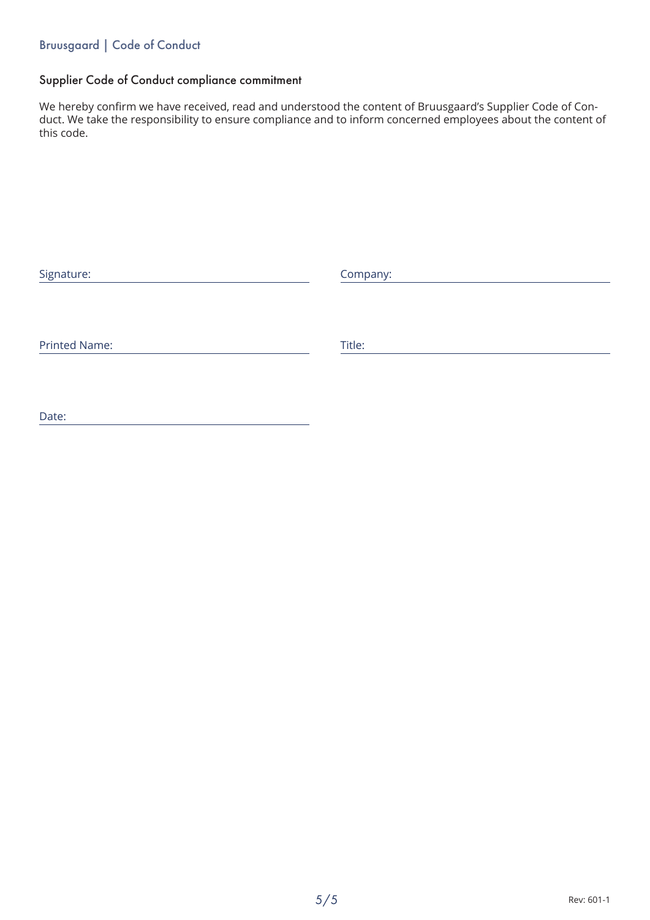## Supplier Code of Conduct compliance commitment

We hereby confirm we have received, read and understood the content of Bruusgaard's Supplier Code of Conduct. We take the responsibility to ensure compliance and to inform concerned employees about the content of this code.

Signature: ______________________ Company: ______________________

Printed Name: ______________________ Title: ______________________

Date: ______________________